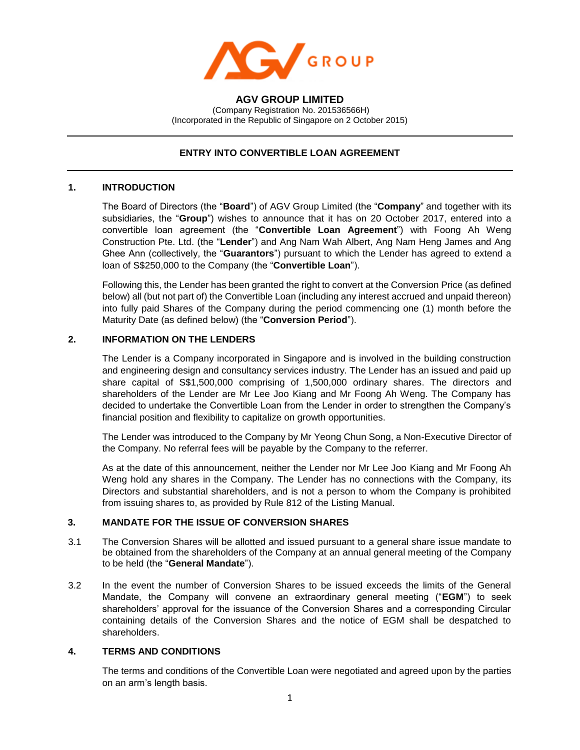# AGV GROUP LIMITED

(Company Registration No. 201536566H)
(Incorporated in the Republic of Singapore on 2 October 2015)

## ENTRY INTO CONVERTIBLE LOAN AGREEMENT

### 1. INTRODUCTION

The Board of Directors (the "**Board**") of AGV Group Limited (the "**Company**" and together with its subsidiaries, the "**Group**") wishes to announce that it has on 20 October 2017, entered into a convertible loan agreement (the "**Convertible Loan Agreement**") with Foong Ah Weng Construction Pte. Ltd. (the "**Lender**") and Ang Nam Wah Albert, Ang Nam Heng James and Ang Ghee Ann (collectively, the "**Guarantors**") pursuant to which the Lender has agreed to extend a loan of S$250,000 to the Company (the "**Convertible Loan**").

Following this, the Lender has been granted the right to convert at the Conversion Price (as defined below) all (but not part of) the Convertible Loan (including any interest accrued and unpaid thereon) into fully paid Shares of the Company during the period commencing one (1) month before the Maturity Date (as defined below) (the "**Conversion Period**").

### 2. INFORMATION ON THE LENDERS

The Lender is a Company incorporated in Singapore and is involved in the building construction and engineering design and consultancy services industry. The Lender has an issued and paid up share capital of S$1,500,000 comprising of 1,500,000 ordinary shares. The directors and shareholders of the Lender are Mr Lee Joo Kiang and Mr Foong Ah Weng. The Company has decided to undertake the Convertible Loan from the Lender in order to strengthen the Company's financial position and flexibility to capitalize on growth opportunities.

The Lender was introduced to the Company by Mr Yeong Chun Song, a Non-Executive Director of the Company. No referral fees will be payable by the Company to the referrer.

As at the date of this announcement, neither the Lender nor Mr Lee Joo Kiang and Mr Foong Ah Weng hold any shares in the Company. The Lender has no connections with the Company, its Directors and substantial shareholders, and is not a person to whom the Company is prohibited from issuing shares to, as provided by Rule 812 of the Listing Manual.

### 3. MANDATE FOR THE ISSUE OF CONVERSION SHARES

3.1 The Conversion Shares will be allotted and issued pursuant to a general share issue mandate to be obtained from the shareholders of the Company at an annual general meeting of the Company to be held (the "**General Mandate**").

3.2 In the event the number of Conversion Shares to be issued exceeds the limits of the General Mandate, the Company will convene an extraordinary general meeting ("**EGM**") to seek shareholders' approval for the issuance of the Conversion Shares and a corresponding Circular containing details of the Conversion Shares and the notice of EGM shall be despatched to shareholders.

### 4. TERMS AND CONDITIONS

The terms and conditions of the Convertible Loan were negotiated and agreed upon by the parties on an arm's length basis.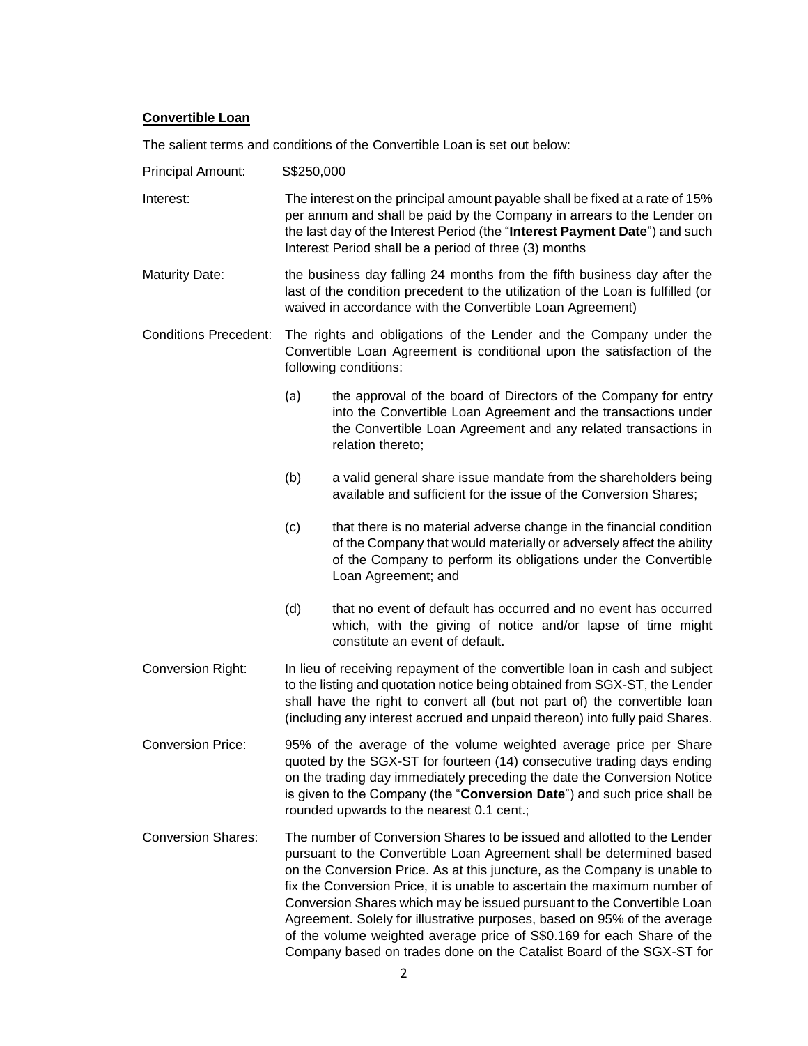**Convertible Loan**

The salient terms and conditions of the Convertible Loan is set out below:

| | |
|---|---|
| Principal Amount: | S$250,000 |
| Interest: | The interest on the principal amount payable shall be fixed at a rate of 15% per annum and shall be paid by the Company in arrears to the Lender on the last day of the Interest Period (the "**Interest Payment Date**") and such Interest Period shall be a period of three (3) months |
| Maturity Date: | the business day falling 24 months from the fifth business day after the last of the condition precedent to the utilization of the Loan is fulfilled (or waived in accordance with the Convertible Loan Agreement) |
| Conditions Precedent: | The rights and obligations of the Lender and the Company under the Convertible Loan Agreement is conditional upon the satisfaction of the following conditions: |

(a) the approval of the board of Directors of the Company for entry into the Convertible Loan Agreement and the transactions under the Convertible Loan Agreement and any related transactions in relation thereto;

(b) a valid general share issue mandate from the shareholders being available and sufficient for the issue of the Conversion Shares;

(c) that there is no material adverse change in the financial condition of the Company that would materially or adversely affect the ability of the Company to perform its obligations under the Convertible Loan Agreement; and

(d) that no event of default has occurred and no event has occurred which, with the giving of notice and/or lapse of time might constitute an event of default.

| | |
|---|---|
| Conversion Right: | In lieu of receiving repayment of the convertible loan in cash and subject to the listing and quotation notice being obtained from SGX-ST, the Lender shall have the right to convert all (but not part of) the convertible loan (including any interest accrued and unpaid thereon) into fully paid Shares. |
| Conversion Price: | 95% of the average of the volume weighted average price per Share quoted by the SGX-ST for fourteen (14) consecutive trading days ending on the trading day immediately preceding the date the Conversion Notice is given to the Company (the "**Conversion Date**") and such price shall be rounded upwards to the nearest 0.1 cent.; |
| Conversion Shares: | The number of Conversion Shares to be issued and allotted to the Lender pursuant to the Convertible Loan Agreement shall be determined based on the Conversion Price. As at this juncture, as the Company is unable to fix the Conversion Price, it is unable to ascertain the maximum number of Conversion Shares which may be issued pursuant to the Convertible Loan Agreement. Solely for illustrative purposes, based on 95% of the average of the volume weighted average price of S$0.169 for each Share of the Company based on trades done on the Catalist Board of the SGX-ST for |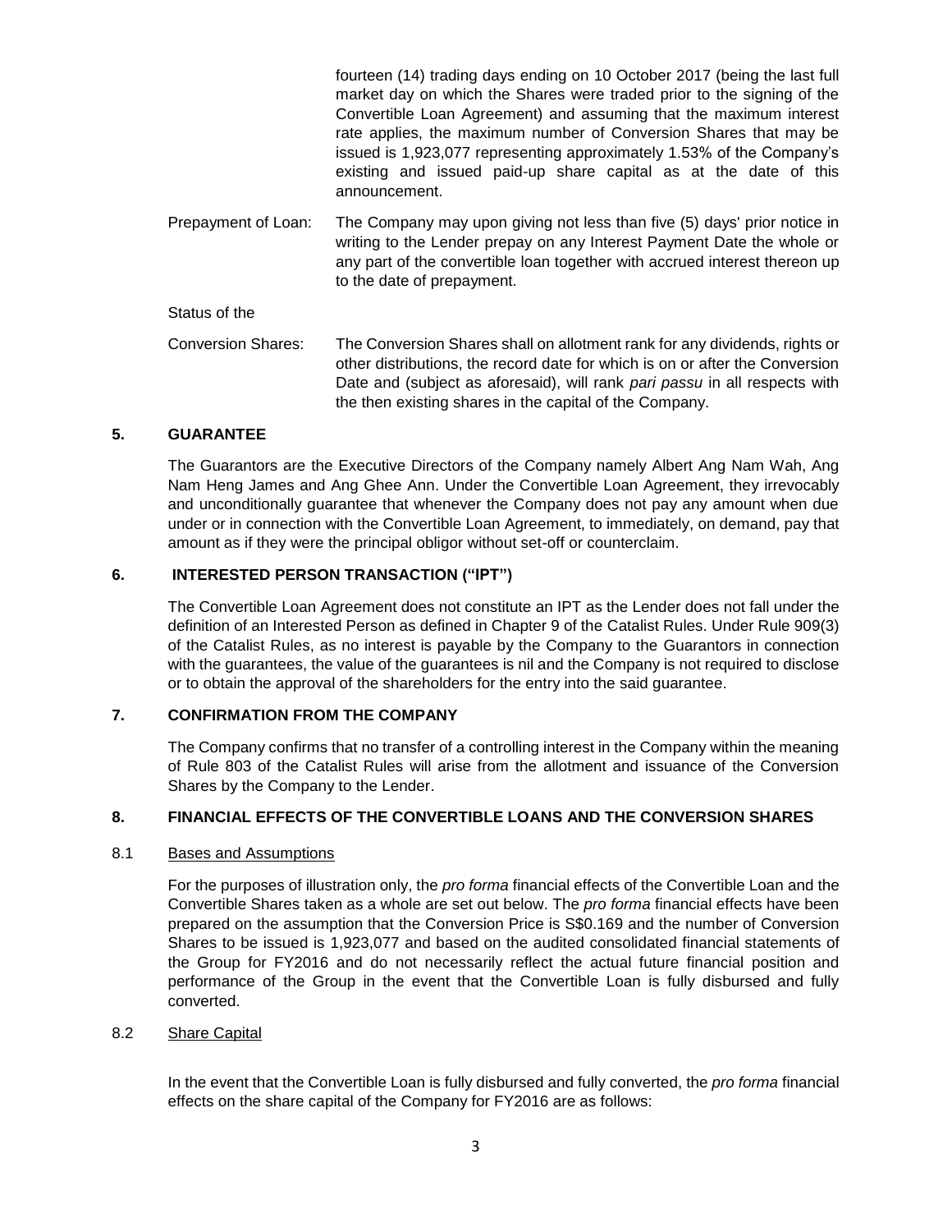fourteen (14) trading days ending on 10 October 2017 (being the last full market day on which the Shares were traded prior to the signing of the Convertible Loan Agreement) and assuming that the maximum interest rate applies, the maximum number of Conversion Shares that may be issued is 1,923,077 representing approximately 1.53% of the Company's existing and issued paid-up share capital as at the date of this announcement.

Prepayment of Loan: The Company may upon giving not less than five (5) days' prior notice in writing to the Lender prepay on any Interest Payment Date the whole or any part of the convertible loan together with accrued interest thereon up to the date of prepayment.

Status of the Conversion Shares: The Conversion Shares shall on allotment rank for any dividends, rights or other distributions, the record date for which is on or after the Conversion Date and (subject as aforesaid), will rank *pari passu* in all respects with the then existing shares in the capital of the Company.

## 5. GUARANTEE

The Guarantors are the Executive Directors of the Company namely Albert Ang Nam Wah, Ang Nam Heng James and Ang Ghee Ann. Under the Convertible Loan Agreement, they irrevocably and unconditionally guarantee that whenever the Company does not pay any amount when due under or in connection with the Convertible Loan Agreement, to immediately, on demand, pay that amount as if they were the principal obligor without set-off or counterclaim.

## 6. INTERESTED PERSON TRANSACTION ("IPT")

The Convertible Loan Agreement does not constitute an IPT as the Lender does not fall under the definition of an Interested Person as defined in Chapter 9 of the Catalist Rules. Under Rule 909(3) of the Catalist Rules, as no interest is payable by the Company to the Guarantors in connection with the guarantees, the value of the guarantees is nil and the Company is not required to disclose or to obtain the approval of the shareholders for the entry into the said guarantee.

## 7. CONFIRMATION FROM THE COMPANY

The Company confirms that no transfer of a controlling interest in the Company within the meaning of Rule 803 of the Catalist Rules will arise from the allotment and issuance of the Conversion Shares by the Company to the Lender.

## 8. FINANCIAL EFFECTS OF THE CONVERTIBLE LOANS AND THE CONVERSION SHARES

### 8.1 Bases and Assumptions

For the purposes of illustration only, the *pro forma* financial effects of the Convertible Loan and the Convertible Shares taken as a whole are set out below. The *pro forma* financial effects have been prepared on the assumption that the Conversion Price is S$0.169 and the number of Conversion Shares to be issued is 1,923,077 and based on the audited consolidated financial statements of the Group for FY2016 and do not necessarily reflect the actual future financial position and performance of the Group in the event that the Convertible Loan is fully disbursed and fully converted.

### 8.2 Share Capital

In the event that the Convertible Loan is fully disbursed and fully converted, the *pro forma* financial effects on the share capital of the Company for FY2016 are as follows: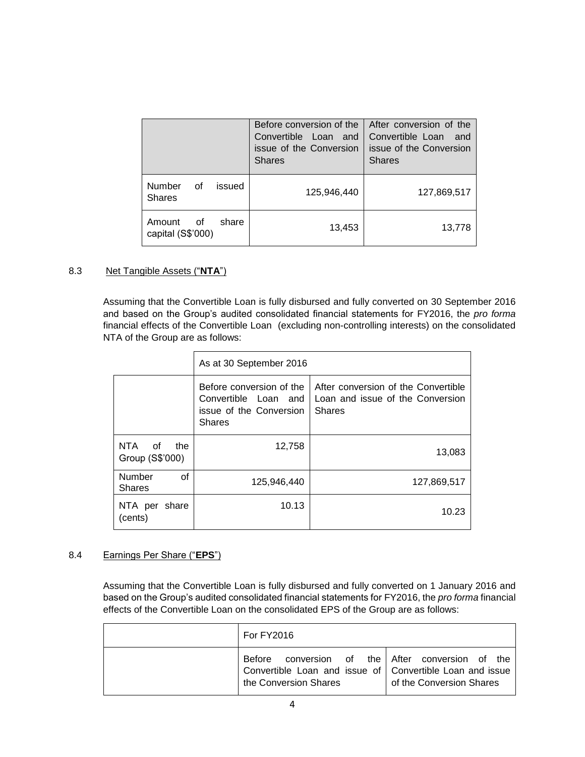| | Before conversion of the Convertible Loan and issue of the Conversion Shares | After conversion of the Convertible Loan and issue of the Conversion Shares |
|---|---|---|
| Number of issued Shares | 125,946,440 | 127,869,517 |
| Amount of share capital (S$'000) | 13,453 | 13,778 |

8.3 Net Tangible Assets ("**NTA**")

Assuming that the Convertible Loan is fully disbursed and fully converted on 30 September 2016 and based on the Group's audited consolidated financial statements for FY2016, the *pro forma* financial effects of the Convertible Loan (excluding non-controlling interests) on the consolidated NTA of the Group are as follows:

| | As at 30 September 2016 | |
|---|---|---|
| | Before conversion of the Convertible Loan and issue of the Conversion Shares | After conversion of the Convertible Loan and issue of the Conversion Shares |
| NTA of the Group (S$'000) | 12,758 | 13,083 |
| Number of Shares | 125,946,440 | 127,869,517 |
| NTA per share (cents) | 10.13 | 10.23 |

8.4 Earnings Per Share ("**EPS**")

Assuming that the Convertible Loan is fully disbursed and fully converted on 1 January 2016 and based on the Group's audited consolidated financial statements for FY2016, the *pro forma* financial effects of the Convertible Loan on the consolidated EPS of the Group are as follows:

| | For FY2016 | |
|---|---|---|
| | Before conversion of the Convertible Loan and issue of the Conversion Shares | After conversion of the Convertible Loan and issue of the Conversion Shares |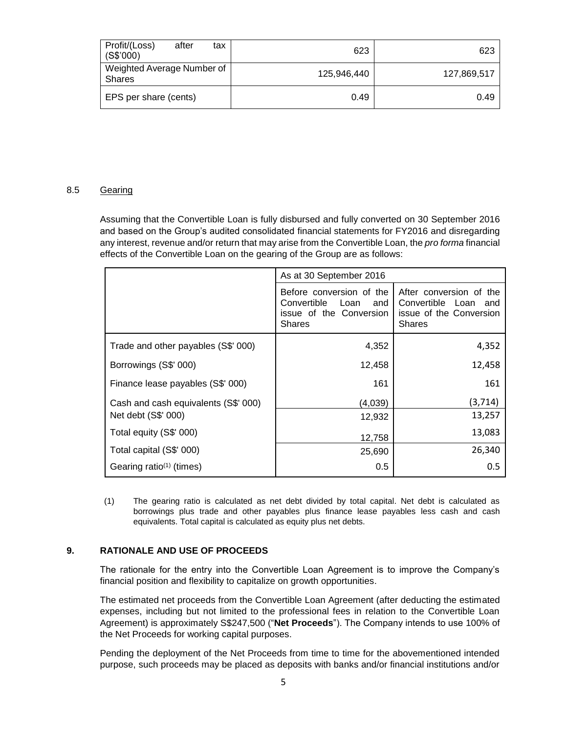| Profit/(Loss) after tax (S$'000) | 623 | 623 |
|---|---|---|
| Weighted Average Number of Shares | 125,946,440 | 127,869,517 |
| EPS per share (cents) | 0.49 | 0.49 |

8.5 Gearing

Assuming that the Convertible Loan is fully disbursed and fully converted on 30 September 2016 and based on the Group's audited consolidated financial statements for FY2016 and disregarding any interest, revenue and/or return that may arise from the Convertible Loan, the *pro forma* financial effects of the Convertible Loan on the gearing of the Group are as follows:

| | As at 30 September 2016 | |
|---|---|---|
| | Before conversion of the Convertible Loan and issue of the Conversion Shares | After conversion of the Convertible Loan and issue of the Conversion Shares |
| Trade and other payables (S$' 000) | 4,352 | 4,352 |
| Borrowings (S$' 000) | 12,458 | 12,458 |
| Finance lease payables (S$' 000) | 161 | 161 |
| Cash and cash equivalents (S$' 000) | (4,039) | (3,714) |
| Net debt (S$' 000) | 12,932 | 13,257 |
| Total equity (S$' 000) | 12,758 | 13,083 |
| Total capital (S$' 000) | 25,690 | 26,340 |
| Gearing ratio(1) (times) | 0.5 | 0.5 |

(1) The gearing ratio is calculated as net debt divided by total capital. Net debt is calculated as borrowings plus trade and other payables plus finance lease payables less cash and cash equivalents. Total capital is calculated as equity plus net debts.

## 9. RATIONALE AND USE OF PROCEEDS

The rationale for the entry into the Convertible Loan Agreement is to improve the Company's financial position and flexibility to capitalize on growth opportunities.

The estimated net proceeds from the Convertible Loan Agreement (after deducting the estimated expenses, including but not limited to the professional fees in relation to the Convertible Loan Agreement) is approximately S$247,500 ("**Net Proceeds**"). The Company intends to use 100% of the Net Proceeds for working capital purposes.

Pending the deployment of the Net Proceeds from time to time for the abovementioned intended purpose, such proceeds may be placed as deposits with banks and/or financial institutions and/or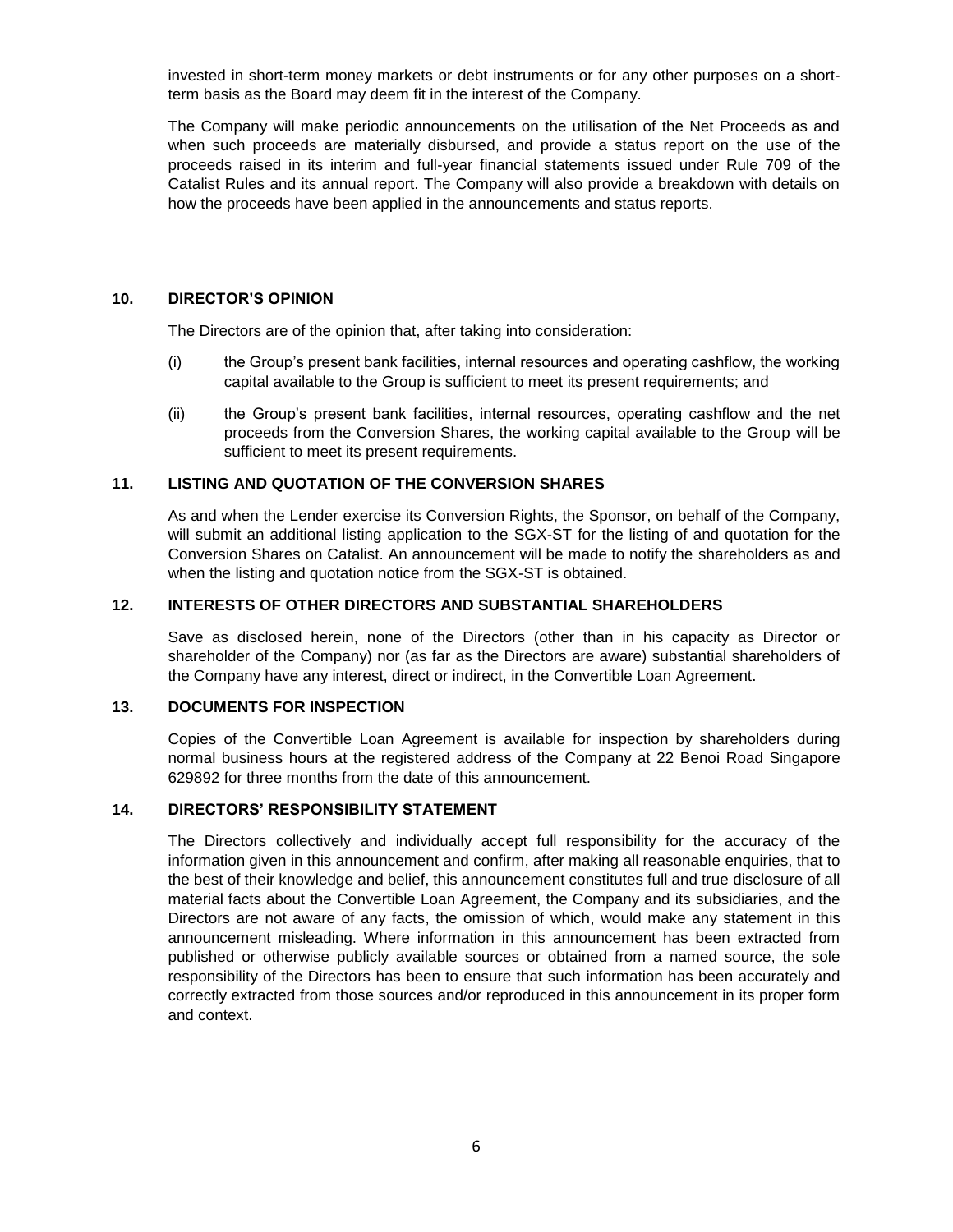invested in short-term money markets or debt instruments or for any other purposes on a short-term basis as the Board may deem fit in the interest of the Company.

The Company will make periodic announcements on the utilisation of the Net Proceeds as and when such proceeds are materially disbursed, and provide a status report on the use of the proceeds raised in its interim and full-year financial statements issued under Rule 709 of the Catalist Rules and its annual report. The Company will also provide a breakdown with details on how the proceeds have been applied in the announcements and status reports.

## 10. DIRECTOR'S OPINION

The Directors are of the opinion that, after taking into consideration:

(i) the Group's present bank facilities, internal resources and operating cashflow, the working capital available to the Group is sufficient to meet its present requirements; and

(ii) the Group's present bank facilities, internal resources, operating cashflow and the net proceeds from the Conversion Shares, the working capital available to the Group will be sufficient to meet its present requirements.

## 11. LISTING AND QUOTATION OF THE CONVERSION SHARES

As and when the Lender exercise its Conversion Rights, the Sponsor, on behalf of the Company, will submit an additional listing application to the SGX-ST for the listing of and quotation for the Conversion Shares on Catalist. An announcement will be made to notify the shareholders as and when the listing and quotation notice from the SGX-ST is obtained.

## 12. INTERESTS OF OTHER DIRECTORS AND SUBSTANTIAL SHAREHOLDERS

Save as disclosed herein, none of the Directors (other than in his capacity as Director or shareholder of the Company) nor (as far as the Directors are aware) substantial shareholders of the Company have any interest, direct or indirect, in the Convertible Loan Agreement.

## 13. DOCUMENTS FOR INSPECTION

Copies of the Convertible Loan Agreement is available for inspection by shareholders during normal business hours at the registered address of the Company at 22 Benoi Road Singapore 629892 for three months from the date of this announcement.

## 14. DIRECTORS' RESPONSIBILITY STATEMENT

The Directors collectively and individually accept full responsibility for the accuracy of the information given in this announcement and confirm, after making all reasonable enquiries, that to the best of their knowledge and belief, this announcement constitutes full and true disclosure of all material facts about the Convertible Loan Agreement, the Company and its subsidiaries, and the Directors are not aware of any facts, the omission of which, would make any statement in this announcement misleading. Where information in this announcement has been extracted from published or otherwise publicly available sources or obtained from a named source, the sole responsibility of the Directors has been to ensure that such information has been accurately and correctly extracted from those sources and/or reproduced in this announcement in its proper form and context.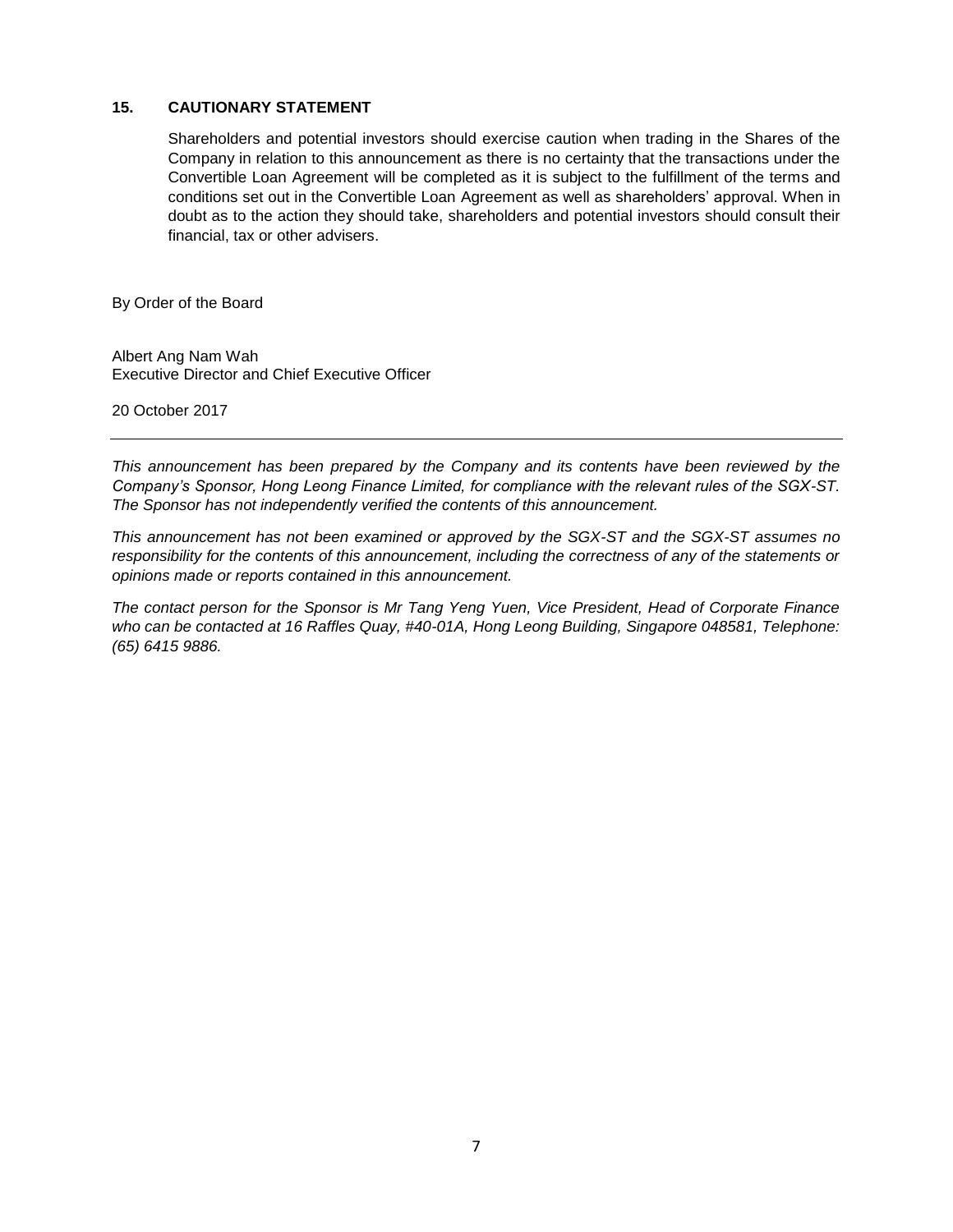## 15. CAUTIONARY STATEMENT

Shareholders and potential investors should exercise caution when trading in the Shares of the Company in relation to this announcement as there is no certainty that the transactions under the Convertible Loan Agreement will be completed as it is subject to the fulfillment of the terms and conditions set out in the Convertible Loan Agreement as well as shareholders' approval. When in doubt as to the action they should take, shareholders and potential investors should consult their financial, tax or other advisers.

By Order of the Board

Albert Ang Nam Wah
Executive Director and Chief Executive Officer

20 October 2017

---

*This announcement has been prepared by the Company and its contents have been reviewed by the Company's Sponsor, Hong Leong Finance Limited, for compliance with the relevant rules of the SGX-ST. The Sponsor has not independently verified the contents of this announcement.*

*This announcement has not been examined or approved by the SGX-ST and the SGX-ST assumes no responsibility for the contents of this announcement, including the correctness of any of the statements or opinions made or reports contained in this announcement.*

*The contact person for the Sponsor is Mr Tang Yeng Yuen, Vice President, Head of Corporate Finance who can be contacted at 16 Raffles Quay, #40-01A, Hong Leong Building, Singapore 048581, Telephone: (65) 6415 9886.*